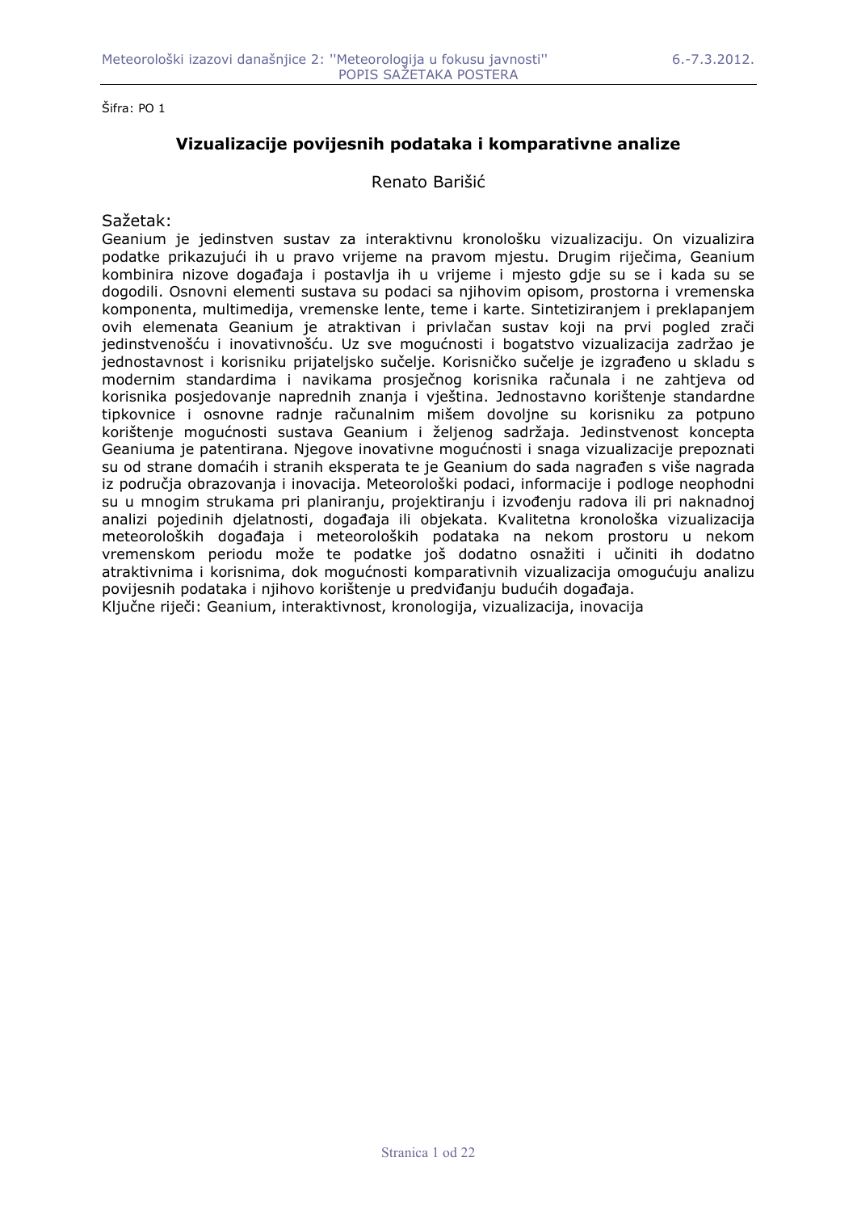Šifra: PO 1

## Vizualizacije povijesnih podataka i komparativne analize

Renato Barišić

Sažetak:

Geanium je jedinstven sustav za interaktivnu kronološku vizualizaciju. On vizualizira podatke prikazujući ih u pravo vrijeme na pravom mjestu. Drugim riječima, Geanium kombinira nizove događaja i postavlja ih u vrijeme i mjesto gdje su se i kada su se dogodili. Osnovni elementi sustava su podaci sa njihovim opisom, prostorna i vremenska komponenta, multimedija, vremenske lente, teme i karte. Sintetiziranjem i preklapanjem ovih elemenata Geanium je atraktivan i privlačan sustav koji na prvi pogled zrači jedinstvenošću i inovativnošću. Uz sve mogućnosti i bogatstvo vizualizacija zadržao je jednostavnost i korisniku prijateljsko sučelje. Korisničko sučelje je izgrađeno u skladu s modernim standardima i navikama prosječnog korisnika računala i ne zahtjeva od korisnika posjedovanje naprednih znanja i vještina. Jednostavno korištenje standardne tipkovnice i osnovne radnje računalnim mišem dovoljne su korisniku za potpuno korištenje mogućnosti sustava Geanium i željenog sadržaja. Jedinstvenost koncepta Geaniuma je patentirana. Njegove inovativne mogućnosti i snaga vizualizacije prepoznati su od strane domaćih i stranih eksperata te je Geanium do sada nagrađen s više nagrada iz područja obrazovanja i inovacija. Meteorološki podaci, informacije i podloge neophodni su u mnogim strukama pri planiranju, projektiranju i izvođenju radova ili pri naknadnoj analizi pojedinih djelatnosti, događaja ili objekata. Kvalitetna kronološka vizualizacija meteoroloških događaja i meteoroloških podataka na nekom prostoru u nekom vremenskom periodu može te podatke još dodatno osnažiti i učiniti ih dodatno atraktivnima i korisnima, dok mogućnosti komparativnih vizualizacija omogućuju analizu povijesnih podataka i njihovo korištenje u predviđanju budućih događaja.

Ključne riječi: Geanium, interaktivnost, kronologija, vizualizacija, inovacija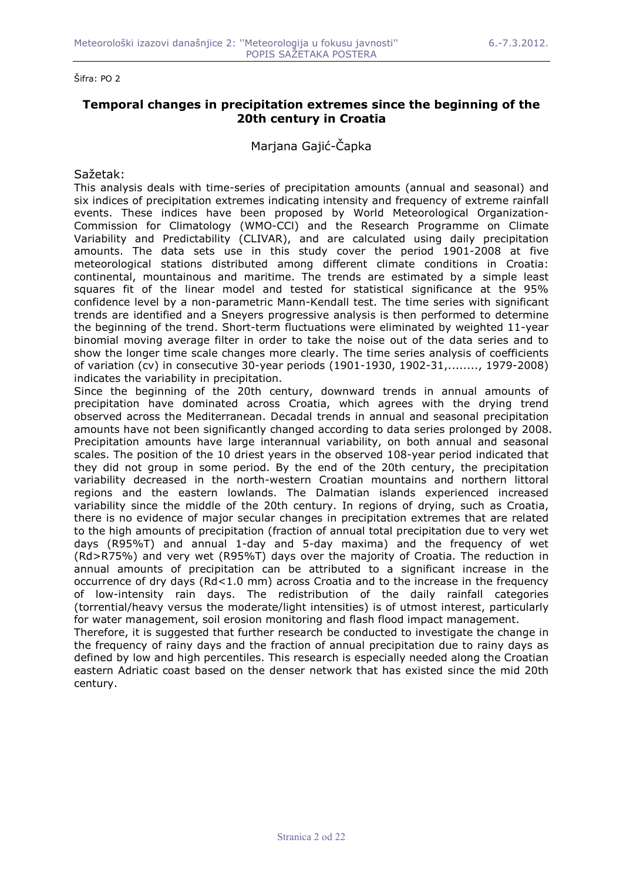Šifra: PO 2

## Temporal changes in precipitation extremes since the beginning of the 20th century in Croatia

Marjana Gajić-Čapka

Sažetak:

This analysis deals with time-series of precipitation amounts (annual and seasonal) and six indices of precipitation extremes indicating intensity and frequency of extreme rainfall events. These indices have been proposed by World Meteorological Organization-Commission for Climatology (WMO-CCl) and the Research Programme on Climate Variability and Predictability (CLIVAR), and are calculated using daily precipitation amounts. The data sets use in this study cover the period 1901-2008 at five meteorological stations distributed among different climate conditions in Croatia: continental, mountainous and maritime. The trends are estimated by a simple least squares fit of the linear model and tested for statistical significance at the 95% confidence level by a non-parametric Mann-Kendall test. The time series with significant trends are identified and a Sneyers progressive analysis is then performed to determine the beginning of the trend. Short-term fluctuations were eliminated by weighted 11-year binomial moving average filter in order to take the noise out of the data series and to show the longer time scale changes more clearly. The time series analysis of coefficients of variation (cv) in consecutive 30-year periods (1901-1930, 1902-31,........, 1979-2008) indicates the variability in precipitation.

Since the beginning of the 20th century, downward trends in annual amounts of precipitation have dominated across Croatia, which agrees with the drying trend observed across the Mediterranean. Decadal trends in annual and seasonal precipitation amounts have not been significantly changed according to data series prolonged by 2008. Precipitation amounts have large interannual variability, on both annual and seasonal scales. The position of the 10 driest years in the observed 108-year period indicated that they did not group in some period. By the end of the 20th century, the precipitation variability decreased in the north-western Croatian mountains and northern littoral regions and the eastern lowlands. The Dalmatian islands experienced increased variability since the middle of the 20th century. In regions of drying, such as Croatia, there is no evidence of major secular changes in precipitation extremes that are related to the high amounts of precipitation (fraction of annual total precipitation due to very wet days (R95%T) and annual 1-day and 5-day maxima) and the frequency of wet (Rd>R75%) and very wet (R95%T) days over the majority of Croatia. The reduction in annual amounts of precipitation can be attributed to a significant increase in the occurrence of dry days (Rd<1.0 mm) across Croatia and to the increase in the frequency of low-intensity rain days. The redistribution of the daily rainfall categories (torrential/heavy versus the moderate/light intensities) is of utmost interest, particularly for water management, soil erosion monitoring and flash flood impact management.

Therefore, it is suggested that further research be conducted to investigate the change in the frequency of rainy days and the fraction of annual precipitation due to rainy days as defined by low and high percentiles. This research is especially needed along the Croatian eastern Adriatic coast based on the denser network that has existed since the mid 20th century.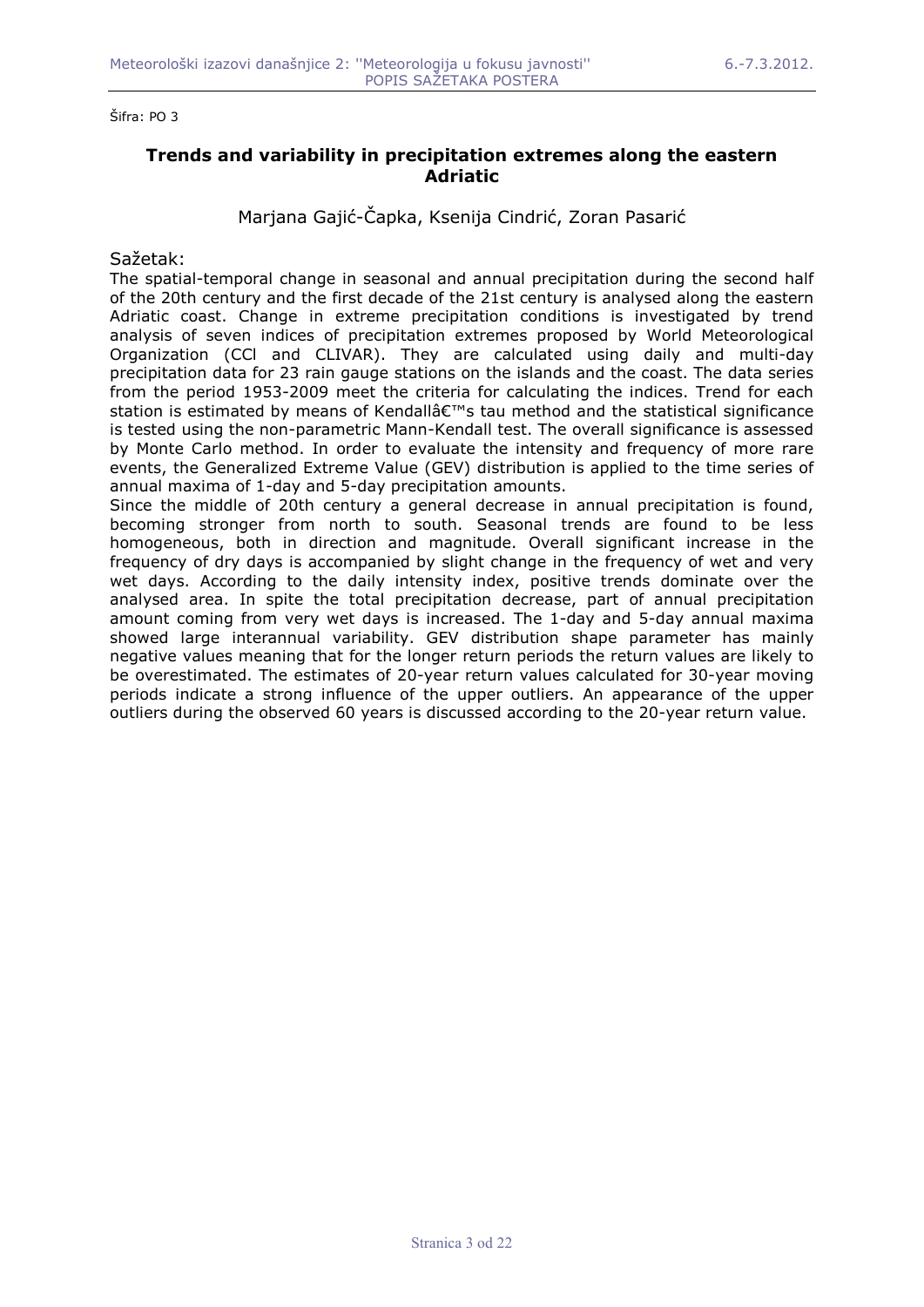Šifra: PO 3

## Trends and variability in precipitation extremes along the eastern Adriatic

Marjana Gajić-Čapka, Ksenija Cindrić, Zoran Pasarić

Sažetak:

The spatial-temporal change in seasonal and annual precipitation during the second half of the 20th century and the first decade of the 21st century is analysed along the eastern Adriatic coast. Change in extreme precipitation conditions is investigated by trend analysis of seven indices of precipitation extremes proposed by World Meteorological Organization (CCl and CLIVAR). They are calculated using daily and multi-day precipitation data for 23 rain gauge stations on the islands and the coast. The data series from the period 1953-2009 meet the criteria for calculating the indices. Trend for each station is estimated by means of Kendallâ€™s tau method and the statistical significance is tested using the non-parametric Mann-Kendall test. The overall significance is assessed by Monte Carlo method. In order to evaluate the intensity and frequency of more rare events, the Generalized Extreme Value (GEV) distribution is applied to the time series of annual maxima of 1-day and 5-day precipitation amounts.

Since the middle of 20th century a general decrease in annual precipitation is found, becoming stronger from north to south. Seasonal trends are found to be less homogeneous, both in direction and magnitude. Overall significant increase in the frequency of dry days is accompanied by slight change in the frequency of wet and very wet days. According to the daily intensity index, positive trends dominate over the analysed area. In spite the total precipitation decrease, part of annual precipitation amount coming from very wet days is increased. The 1-day and 5-day annual maxima showed large interannual variability. GEV distribution shape parameter has mainly negative values meaning that for the longer return periods the return values are likely to be overestimated. The estimates of 20-year return values calculated for 30-year moving periods indicate a strong influence of the upper outliers. An appearance of the upper outliers during the observed 60 years is discussed according to the 20-year return value.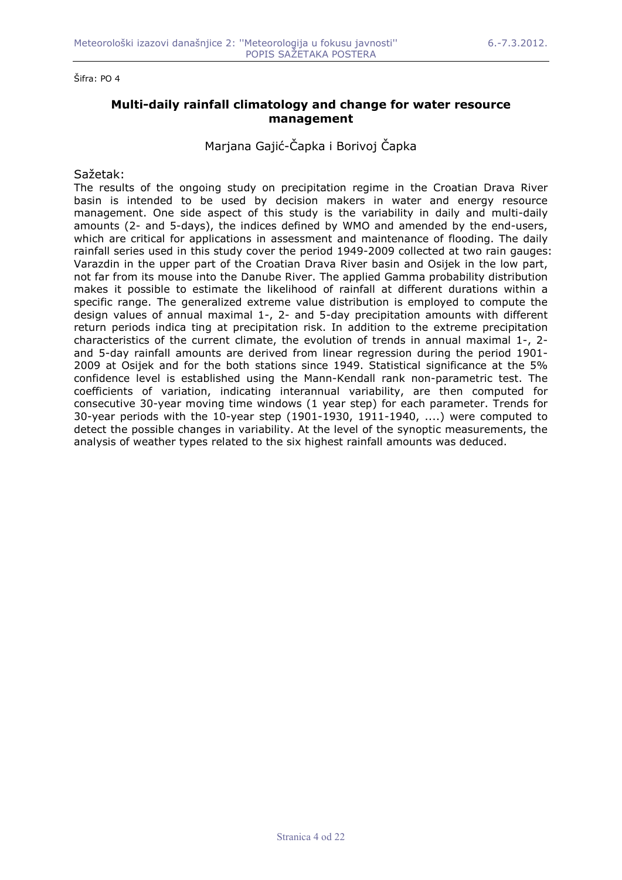Šifra: PO 4

## Multi-daily rainfall climatology and change for water resource management

Marjana Gajić-Čapka i Borivoj Čapka

Sažetak:

The results of the ongoing study on precipitation regime in the Croatian Drava River basin is intended to be used by decision makers in water and energy resource management. One side aspect of this study is the variability in daily and multi-daily amounts (2- and 5-days), the indices defined by WMO and amended by the end-users, which are critical for applications in assessment and maintenance of flooding. The daily rainfall series used in this study cover the period 1949-2009 collected at two rain gauges: Varazdin in the upper part of the Croatian Drava River basin and Osijek in the low part, not far from its mouse into the Danube River. The applied Gamma probability distribution makes it possible to estimate the likelihood of rainfall at different durations within a specific range. The generalized extreme value distribution is employed to compute the design values of annual maximal 1-, 2- and 5-day precipitation amounts with different return periods indica ting at precipitation risk. In addition to the extreme precipitation characteristics of the current climate, the evolution of trends in annual maximal 1-, 2- and 5-day rainfall amounts are derived from linear regression during the period 1901-2009 at Osijek and for the both stations since 1949. Statistical significance at the 5% confidence level is established using the Mann-Kendall rank non-parametric test. The coefficients of variation, indicating interannual variability, are then computed for consecutive 30-year moving time windows (1 year step) for each parameter. Trends for 30-year periods with the 10-year step (1901-1930, 1911-1940, ....) were computed to detect the possible changes in variability. At the level of the synoptic measurements, the analysis of weather types related to the six highest rainfall amounts was deduced.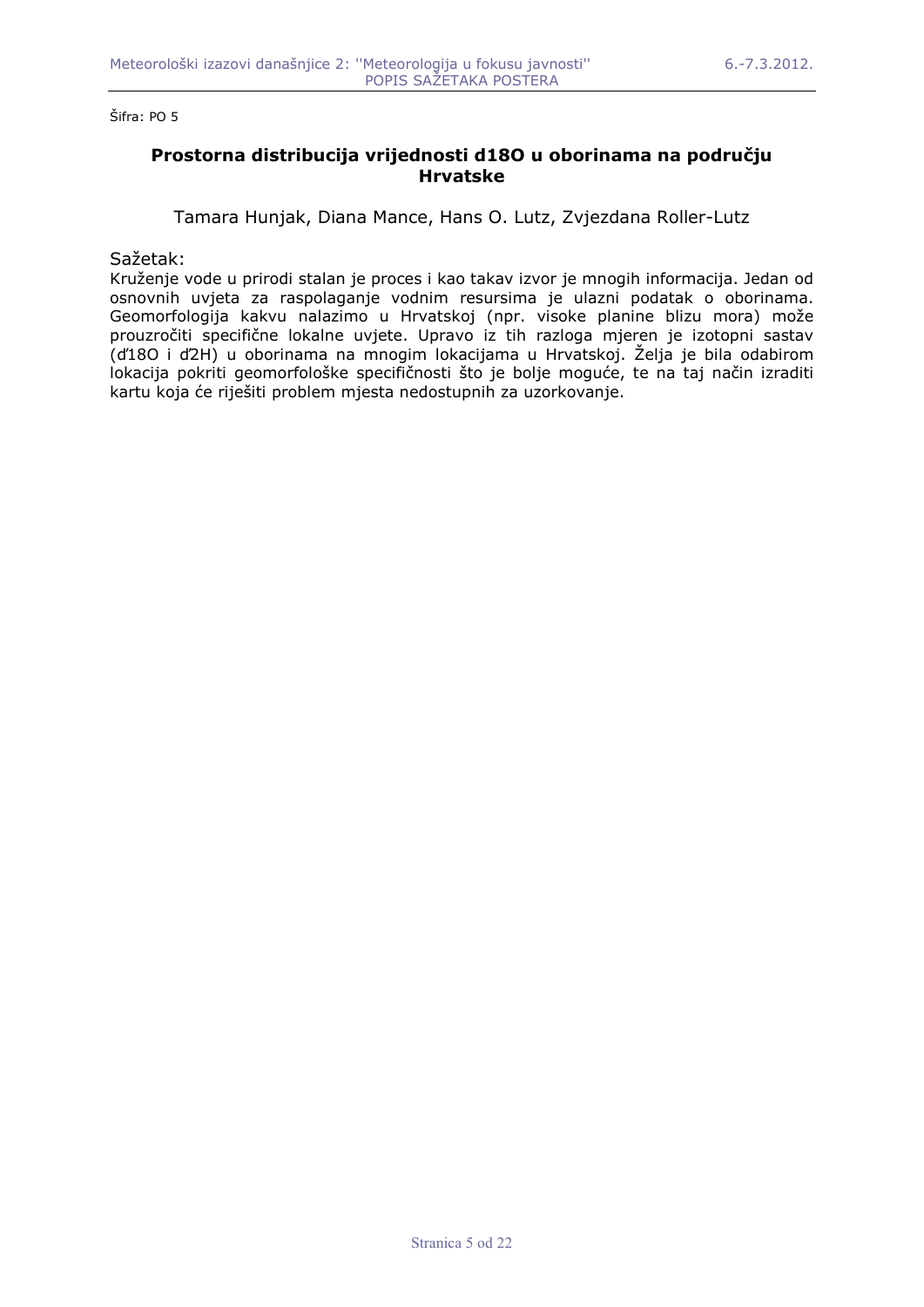Šifra: PO 5

## Prostorna distribucija vrijednosti d18O u oborinama na području Hrvatske

Tamara Hunjak, Diana Mance, Hans O. Lutz, Zvjezdana Roller-Lutz

Sažetak:

Kruženje vode u prirodi stalan je proces i kao takav izvor je mnogih informacija. Jedan od osnovnih uvjeta za raspolaganje vodnim resursima je ulazni podatak o oborinama. Geomorfologija kakvu nalazimo u Hrvatskoj (npr. visoke planine blizu mora) može prouzročiti specifične lokalne uvjete. Upravo iz tih razloga mjeren je izotopni sastav (ď18O i ď2H) u oborinama na mnogim lokacijama u Hrvatskoj. Želja je bila odabirom lokacija pokriti geomorfološke specifičnosti što je bolje moguće, te na taj način izraditi kartu koja će riješiti problem mjesta nedostupnih za uzorkovanje.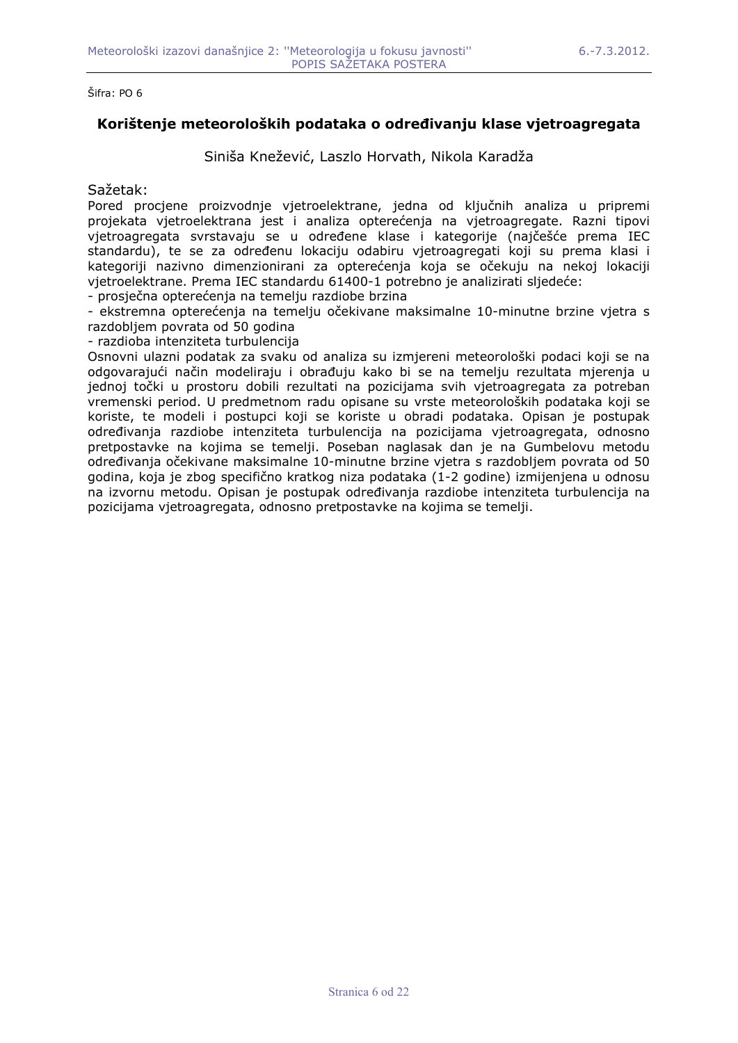Šifra: PO 6

## Korištenje meteoroloških podataka o određivanju klase vjetroagregata

Siniša Knežević, Laszlo Horvath, Nikola Karadža

Sažetak:

Pored procjene proizvodnje vjetroelektrane, jedna od ključnih analiza u pripremi projekata vjetroelektrana jest i analiza opterećenja na vjetroagregate. Razni tipovi vjetroagregata svrstavaju se u određene klase i kategorije (najčešće prema IEC standardu), te se za određenu lokaciju odabiru vjetroagregati koji su prema klasi i kategoriji nazivno dimenzionirani za opterećenja koja se očekuju na nekoj lokaciji vjetroelektrane. Prema IEC standardu 61400-1 potrebno je analizirati sljedeće:

- prosječna opterećenja na temelju razdiobe brzina
- ekstremna opterećenja na temelju očekivane maksimalne 10-minutne brzine vjetra s razdobljem povrata od 50 godina
- razdioba intenziteta turbulencija

Osnovni ulazni podatak za svaku od analiza su izmjereni meteorološki podaci koji se na odgovarajući način modeliraju i obrađuju kako bi se na temelju rezultata mjerenja u jednoj točki u prostoru dobili rezultati na pozicijama svih vjetroagregata za potreban vremenski period. U predmetnom radu opisane su vrste meteoroloških podataka koji se koriste, te modeli i postupci koji se koriste u obradi podataka. Opisan je postupak određivanja razdiobe intenziteta turbulencija na pozicijama vjetroagregata, odnosno pretpostavke na kojima se temelji. Poseban naglasak dan je na Gumbelovu metodu određivanja očekivane maksimalne 10-minutne brzine vjetra s razdobljem povrata od 50 godina, koja je zbog specifično kratkog niza podataka (1-2 godine) izmijenjena u odnosu na izvornu metodu. Opisan je postupak određivanja razdiobe intenziteta turbulencija na pozicijama vjetroagregata, odnosno pretpostavke na kojima se temelji.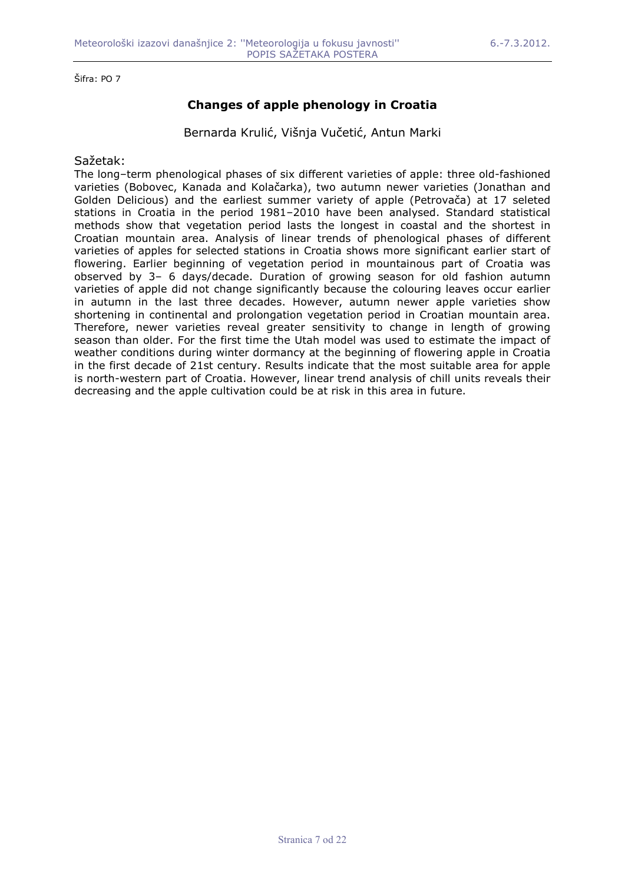Šifra: PO 7

## Changes of apple phenology in Croatia

Bernarda Krulić, Višnja Vučetić, Antun Marki

Sažetak:

The long–term phenological phases of six different varieties of apple: three old-fashioned varieties (Bobovec, Kanada and Kolačarka), two autumn newer varieties (Jonathan and Golden Delicious) and the earliest summer variety of apple (Petrovača) at 17 seleted stations in Croatia in the period 1981–2010 have been analysed. Standard statistical methods show that vegetation period lasts the longest in coastal and the shortest in Croatian mountain area. Analysis of linear trends of phenological phases of different varieties of apples for selected stations in Croatia shows more significant earlier start of flowering. Earlier beginning of vegetation period in mountainous part of Croatia was observed by 3– 6 days/decade. Duration of growing season for old fashion autumn varieties of apple did not change significantly because the colouring leaves occur earlier in autumn in the last three decades. However, autumn newer apple varieties show shortening in continental and prolongation vegetation period in Croatian mountain area. Therefore, newer varieties reveal greater sensitivity to change in length of growing season than older. For the first time the Utah model was used to estimate the impact of weather conditions during winter dormancy at the beginning of flowering apple in Croatia in the first decade of 21st century. Results indicate that the most suitable area for apple is north-western part of Croatia. However, linear trend analysis of chill units reveals their decreasing and the apple cultivation could be at risk in this area in future.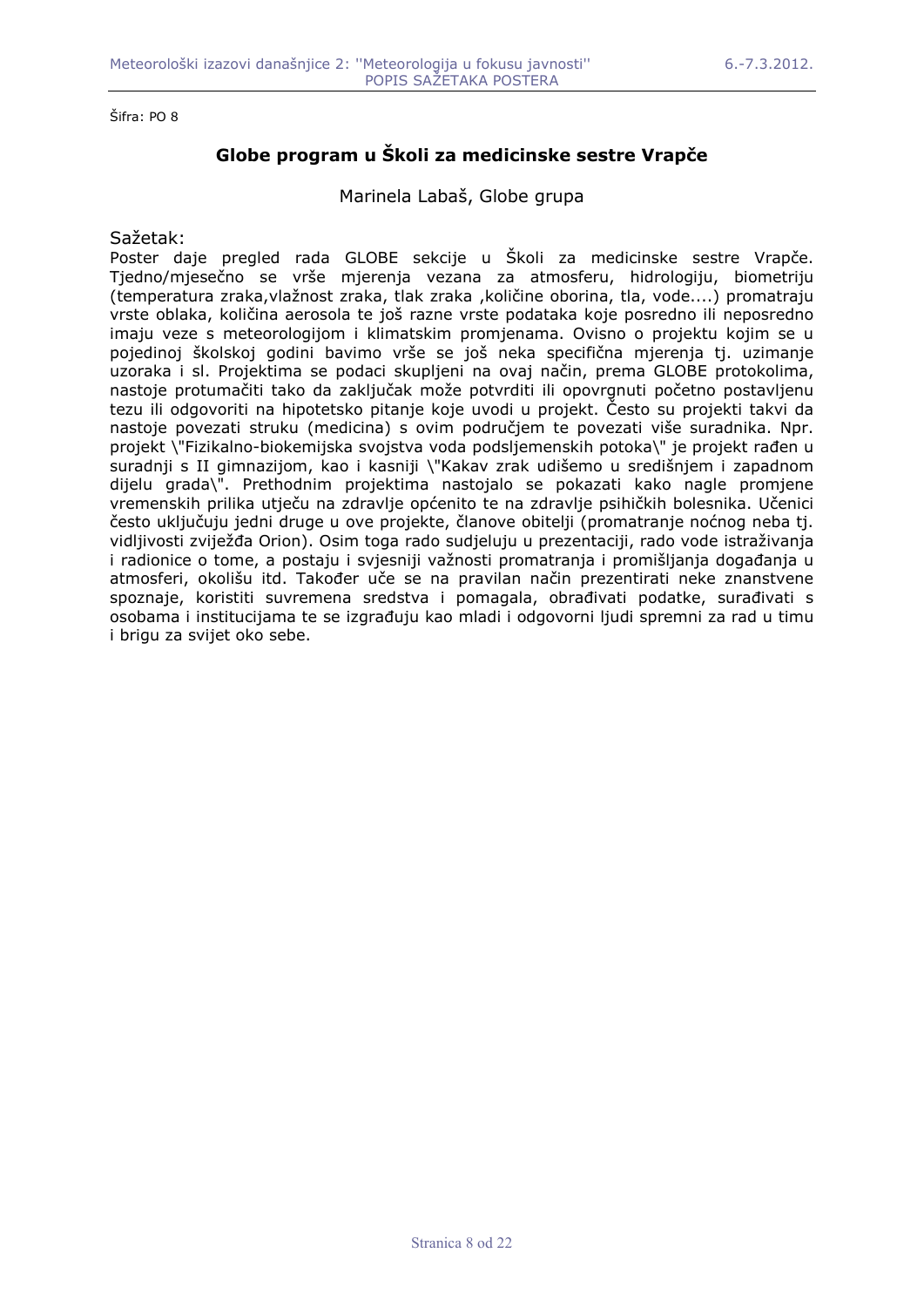Šifra: PO 8

## Globe program u Školi za medicinske sestre Vrapče

Marinela Labaš, Globe grupa

Sažetak:

Poster daje pregled rada GLOBE sekcije u Školi za medicinske sestre Vrapče. Tjedno/mjesečno se vrše mjerenja vezana za atmosferu, hidrologiju, biometriju (temperatura zraka,vlažnost zraka, tlak zraka ,količine oborina, tla, vode....) promatraju vrste oblaka, količina aerosola te još razne vrste podataka koje posredno ili neposredno imaju veze s meteorologijom i klimatskim promjenama. Ovisno o projektu kojim se u pojedinoj školskoj godini bavimo vrše se još neka specifična mjerenja tj. uzimanje uzoraka i sl. Projektima se podaci skupljeni na ovaj način, prema GLOBE protokolima, nastoje protumačiti tako da zaključak može potvrditi ili opovrgnuti početno postavljenu tezu ili odgovoriti na hipotetsko pitanje koje uvodi u projekt. Često su projekti takvi da nastoje povezati struku (medicina) s ovim područjem te povezati više suradnika. Npr. projekt \"Fizikalno-biokemijska svojstva voda podsljemenskih potoka\" je projekt rađen u suradnji s II gimnazijom, kao i kasniji \"Kakav zrak udišemo u središnjem i zapadnom dijelu grada\". Prethodnim projektima nastojalo se pokazati kako nagle promjene vremenskih prilika utječu na zdravlje općenito te na zdravlje psihičkih bolesnika. Učenici često uključuju jedni druge u ove projekte, članove obitelji (promatranje noćnog neba tj. vidljivosti zviježđa Orion). Osim toga rado sudjeluju u prezentaciji, rado vode istraživanja i radionice o tome, a postaju i svjesniji važnosti promatranja i promišljanja događanja u atmosferi, okolišu itd. Također uče se na pravilan način prezentirati neke znanstvene spoznaje, koristiti suvremena sredstva i pomagala, obrađivati podatke, surađivati s osobama i institucijama te se izgrađuju kao mladi i odgovorni ljudi spremni za rad u timu i brigu za svijet oko sebe.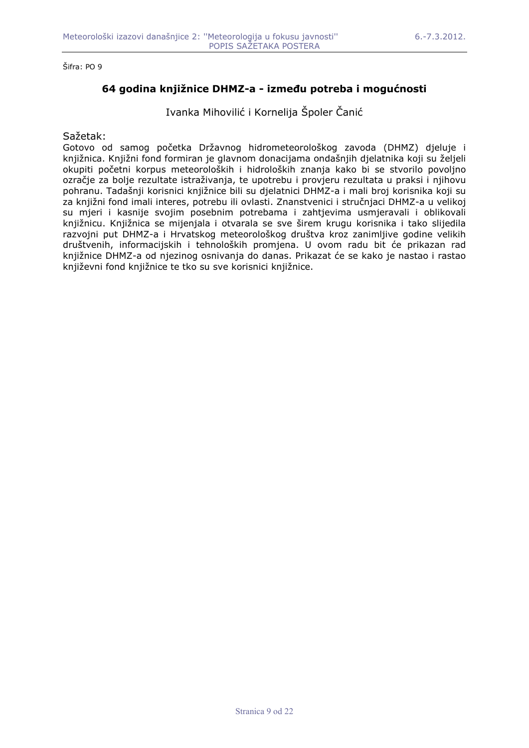Šifra: PO 9

## 64 godina knjižnice DHMZ-a - između potreba i mogućnosti

Ivanka Mihovilić i Kornelija Špoler Čanić

Sažetak:

Gotovo od samog početka Državnog hidrometeorološkog zavoda (DHMZ) djeluje i knjižnica. Knjižni fond formiran je glavnom donacijama ondašnjih djelatnika koji su željeli okupiti početni korpus meteoroloških i hidroloških znanja kako bi se stvorilo povoljno ozračje za bolje rezultate istraživanja, te upotrebu i provjeru rezultata u praksi i njihovu pohranu. Tadašnji korisnici knjižnice bili su djelatnici DHMZ-a i mali broj korisnika koji su za knjižni fond imali interes, potrebu ili ovlasti. Znanstvenici i stručnjaci DHMZ-a u velikoj su mjeri i kasnije svojim posebnim potrebama i zahtjevima usmjeravali i oblikovali knjižnicu. Knjižnica se mijenjala i otvarala se sve širem krugu korisnika i tako slijedila razvojni put DHMZ-a i Hrvatskog meteorološkog društva kroz zanimljive godine velikih društvenih, informacijskih i tehnoloških promjena. U ovom radu bit će prikazan rad knjižnice DHMZ-a od njezinog osnivanja do danas. Prikazat će se kako je nastao i rastao književni fond knjižnice te tko su sve korisnici knjižnice.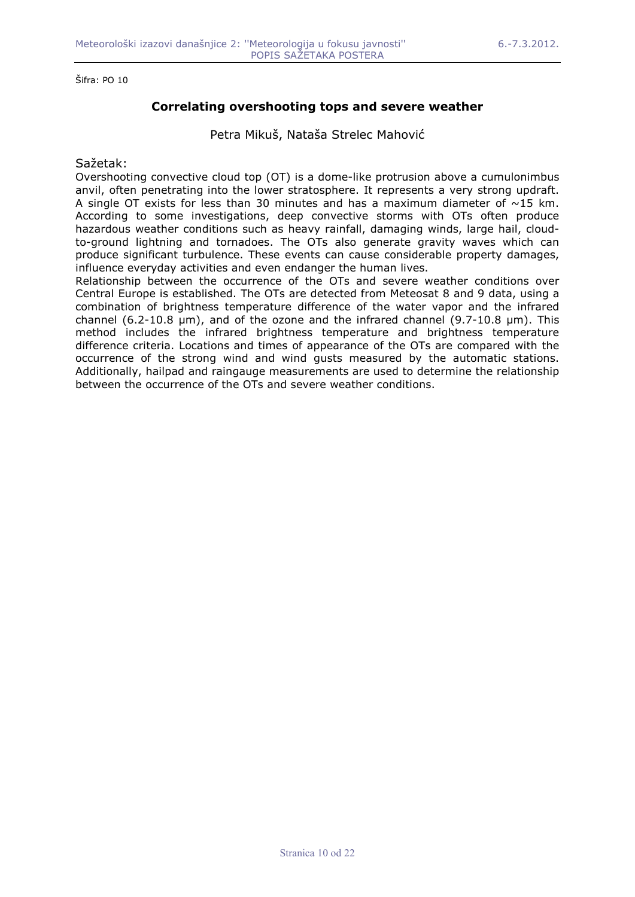Šifra: PO 10

## Correlating overshooting tops and severe weather

Petra Mikuš, Nataša Strelec Mahović

Sažetak:

Overshooting convective cloud top (OT) is a dome-like protrusion above a cumulonimbus anvil, often penetrating into the lower stratosphere. It represents a very strong updraft. A single OT exists for less than 30 minutes and has a maximum diameter of ~15 km. According to some investigations, deep convective storms with OTs often produce hazardous weather conditions such as heavy rainfall, damaging winds, large hail, cloud-to-ground lightning and tornadoes. The OTs also generate gravity waves which can produce significant turbulence. These events can cause considerable property damages, influence everyday activities and even endanger the human lives.

Relationship between the occurrence of the OTs and severe weather conditions over Central Europe is established. The OTs are detected from Meteosat 8 and 9 data, using a combination of brightness temperature difference of the water vapor and the infrared channel (6.2-10.8 μm), and of the ozone and the infrared channel (9.7-10.8 μm). This method includes the infrared brightness temperature and brightness temperature difference criteria. Locations and times of appearance of the OTs are compared with the occurrence of the strong wind and wind gusts measured by the automatic stations. Additionally, hailpad and raingauge measurements are used to determine the relationship between the occurrence of the OTs and severe weather conditions.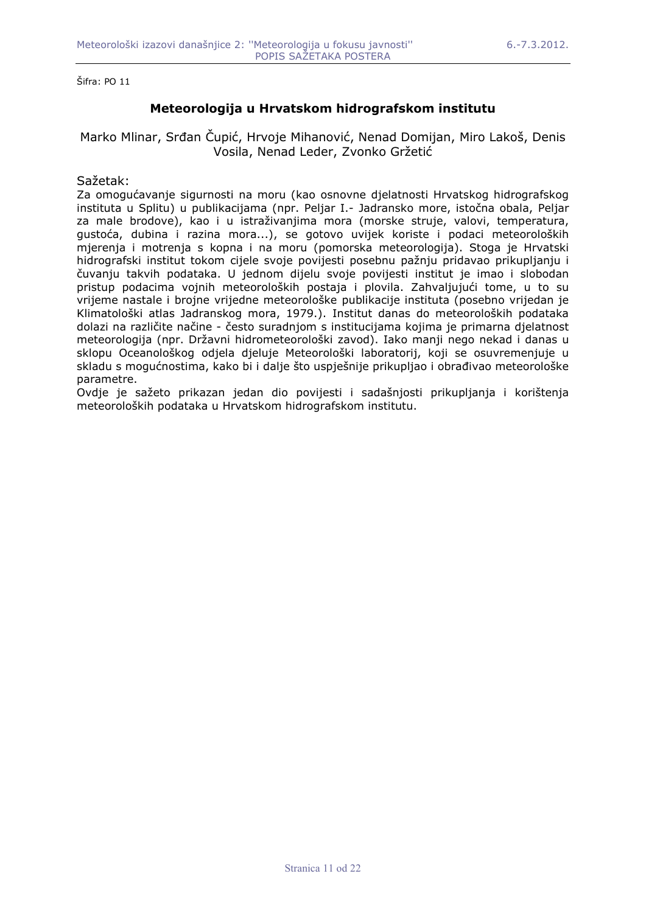Šifra: PO 11

## Meteorologija u Hrvatskom hidrografskom institutu

Marko Mlinar, Srđan Čupić, Hrvoje Mihanović, Nenad Domijan, Miro Lakoš, Denis Vosila, Nenad Leder, Zvonko Gržetić

Sažetak:

Za omogućavanje sigurnosti na moru (kao osnovne djelatnosti Hrvatskog hidrografskog instituta u Splitu) u publikacijama (npr. Peljar I.- Jadransko more, istočna obala, Peljar za male brodove), kao i u istraživanjima mora (morske struje, valovi, temperatura, gustoća, dubina i razina mora...), se gotovo uvijek koriste i podaci meteoroloških mjerenja i motrenja s kopna i na moru (pomorska meteorologija). Stoga je Hrvatski hidrografski institut tokom cijele svoje povijesti posebnu pažnju pridavao prikupljanju i čuvanju takvih podataka. U jednom dijelu svoje povijesti institut je imao i slobodan pristup podacima vojnih meteoroloških postaja i plovila. Zahvaljujući tome, u to su vrijeme nastale i brojne vrijedne meteorološke publikacije instituta (posebno vrijedan je Klimatološki atlas Jadranskog mora, 1979.). Institut danas do meteoroloških podataka dolazi na različite načine - često suradnjom s institucijama kojima je primarna djelatnost meteorologija (npr. Državni hidrometeorološki zavod). Iako manji nego nekad i danas u sklopu Oceanološkog odjela djeluje Meteorološki laboratorij, koji se osuvremenjuje u skladu s mogućnostima, kako bi i dalje što uspješnije prikupljao i obrađivao meteorološke parametre.

Ovdje je sažeto prikazan jedan dio povijesti i sadašnjosti prikupljanja i korištenja meteoroloških podataka u Hrvatskom hidrografskom institutu.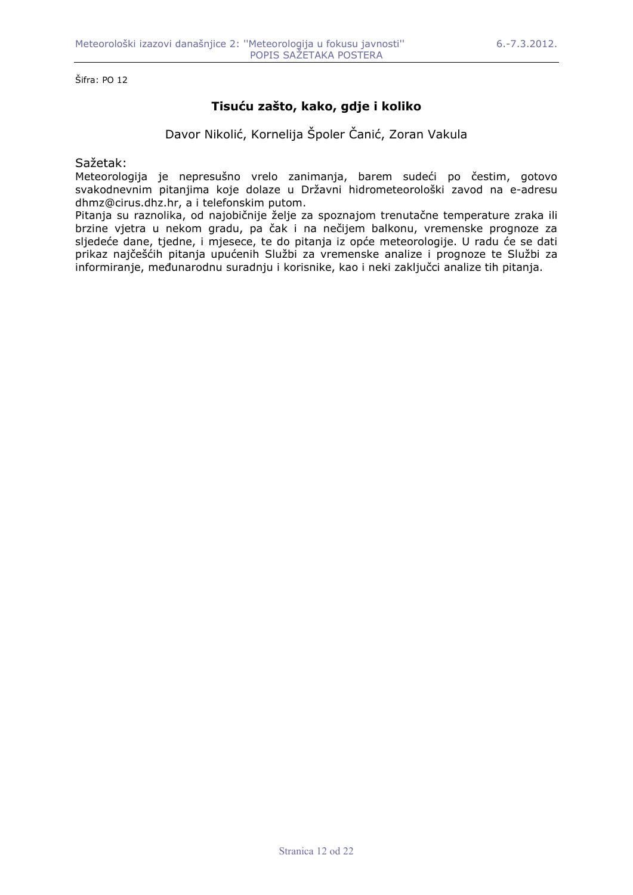Šifra: PO 12

## Tisuću zašto, kako, gdje i koliko

Davor Nikolić, Kornelija Špoler Čanić, Zoran Vakula

Sažetak:

Meteorologija je nepresušno vrelo zanimanja, barem sudeći po čestim, gotovo svakodnevnim pitanjima koje dolaze u Državni hidrometeorološki zavod na e-adresu dhmz@cirus.dhz.hr, a i telefonskim putom.

Pitanja su raznolika, od najobičnije želje za spoznajom trenutačne temperature zraka ili brzine vjetra u nekom gradu, pa čak i na nečijem balkonu, vremenske prognoze za sljedeće dane, tjedne, i mjesece, te do pitanja iz opće meteorologije. U radu će se dati prikaz najčešćih pitanja upućenih Službi za vremenske analize i prognoze te Službi za informiranje, međunarodnu suradnju i korisnike, kao i neki zaključci analize tih pitanja.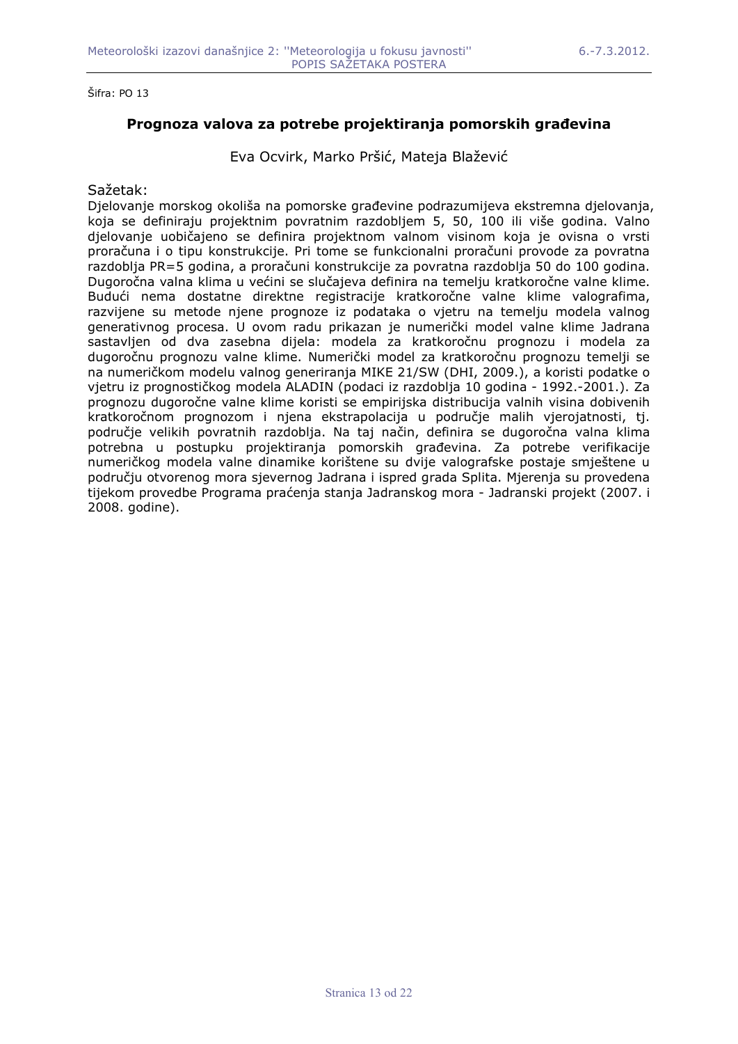Šifra: PO 13

## Prognoza valova za potrebe projektiranja pomorskih građevina

Eva Ocvirk, Marko Pršić, Mateja Blažević

Sažetak:

Djelovanje morskog okoliša na pomorske građevine podrazumijeva ekstremna djelovanja, koja se definiraju projektnim povratnim razdobljem 5, 50, 100 ili više godina. Valno djelovanje uobičajeno se definira projektnom valnom visinom koja je ovisna o vrsti proračuna i o tipu konstrukcije. Pri tome se funkcionalni proračuni provode za povratna razdoblja PR=5 godina, a proračuni konstrukcije za povratna razdoblja 50 do 100 godina. Dugoročna valna klima u većini se slučajeva definira na temelju kratkoročne valne klime. Budući nema dostatne direktne registracije kratkoročne valne klime valografima, razvijene su metode njene prognoze iz podataka o vjetru na temelju modela valnog generativnog procesa. U ovom radu prikazan je numerički model valne klime Jadrana sastavljen od dva zasebna dijela: modela za kratkoročnu prognozu i modela za dugoročnu prognozu valne klime. Numerički model za kratkoročnu prognozu temelji se na numeričkom modelu valnog generiranja MIKE 21/SW (DHI, 2009.), a koristi podatke o vjetru iz prognostičkog modela ALADIN (podaci iz razdoblja 10 godina - 1992.-2001.). Za prognozu dugoročne valne klime koristi se empirijska distribucija valnih visina dobivenih kratkoročnom prognozom i njena ekstrapolacija u područje malih vjerojatnosti, tj. područje velikih povratnih razdoblja. Na taj način, definira se dugoročna valna klima potrebna u postupku projektiranja pomorskih građevina. Za potrebe verifikacije numeričkog modela valne dinamike korištene su dvije valografske postaje smještene u području otvorenog mora sjevernog Jadrana i ispred grada Splita. Mjerenja su provedena tijekom provedbe Programa praćenja stanja Jadranskog mora - Jadranski projekt (2007. i 2008. godine).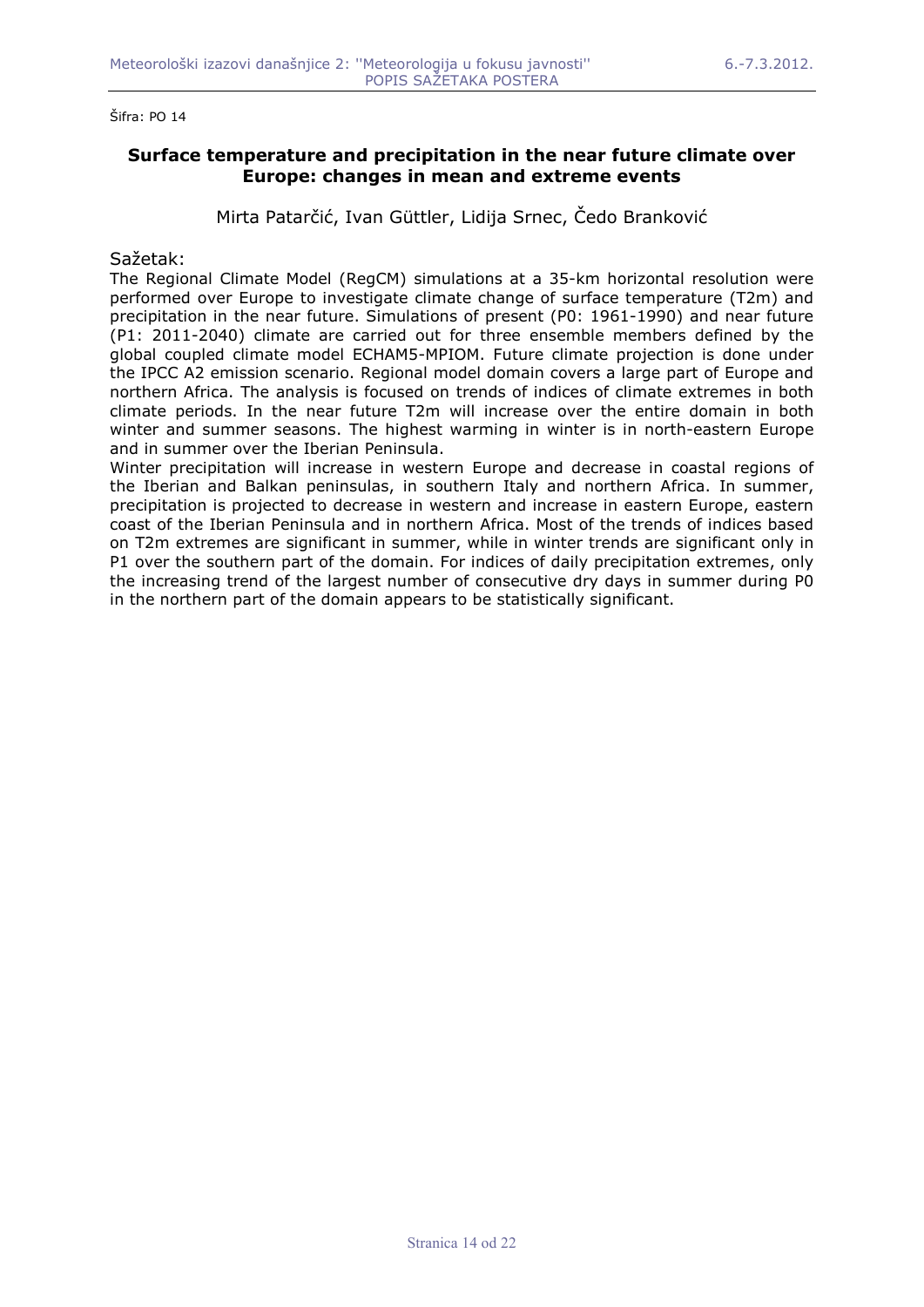Šifra: PO 14

## Surface temperature and precipitation in the near future climate over Europe: changes in mean and extreme events

Mirta Patarčić, Ivan Güttler, Lidija Srnec, Čedo Branković

Sažetak:

The Regional Climate Model (RegCM) simulations at a 35-km horizontal resolution were performed over Europe to investigate climate change of surface temperature (T2m) and precipitation in the near future. Simulations of present (P0: 1961-1990) and near future (P1: 2011-2040) climate are carried out for three ensemble members defined by the global coupled climate model ECHAM5-MPIOM. Future climate projection is done under the IPCC A2 emission scenario. Regional model domain covers a large part of Europe and northern Africa. The analysis is focused on trends of indices of climate extremes in both climate periods. In the near future T2m will increase over the entire domain in both winter and summer seasons. The highest warming in winter is in north-eastern Europe and in summer over the Iberian Peninsula.

Winter precipitation will increase in western Europe and decrease in coastal regions of the Iberian and Balkan peninsulas, in southern Italy and northern Africa. In summer, precipitation is projected to decrease in western and increase in eastern Europe, eastern coast of the Iberian Peninsula and in northern Africa. Most of the trends of indices based on T2m extremes are significant in summer, while in winter trends are significant only in P1 over the southern part of the domain. For indices of daily precipitation extremes, only the increasing trend of the largest number of consecutive dry days in summer during P0 in the northern part of the domain appears to be statistically significant.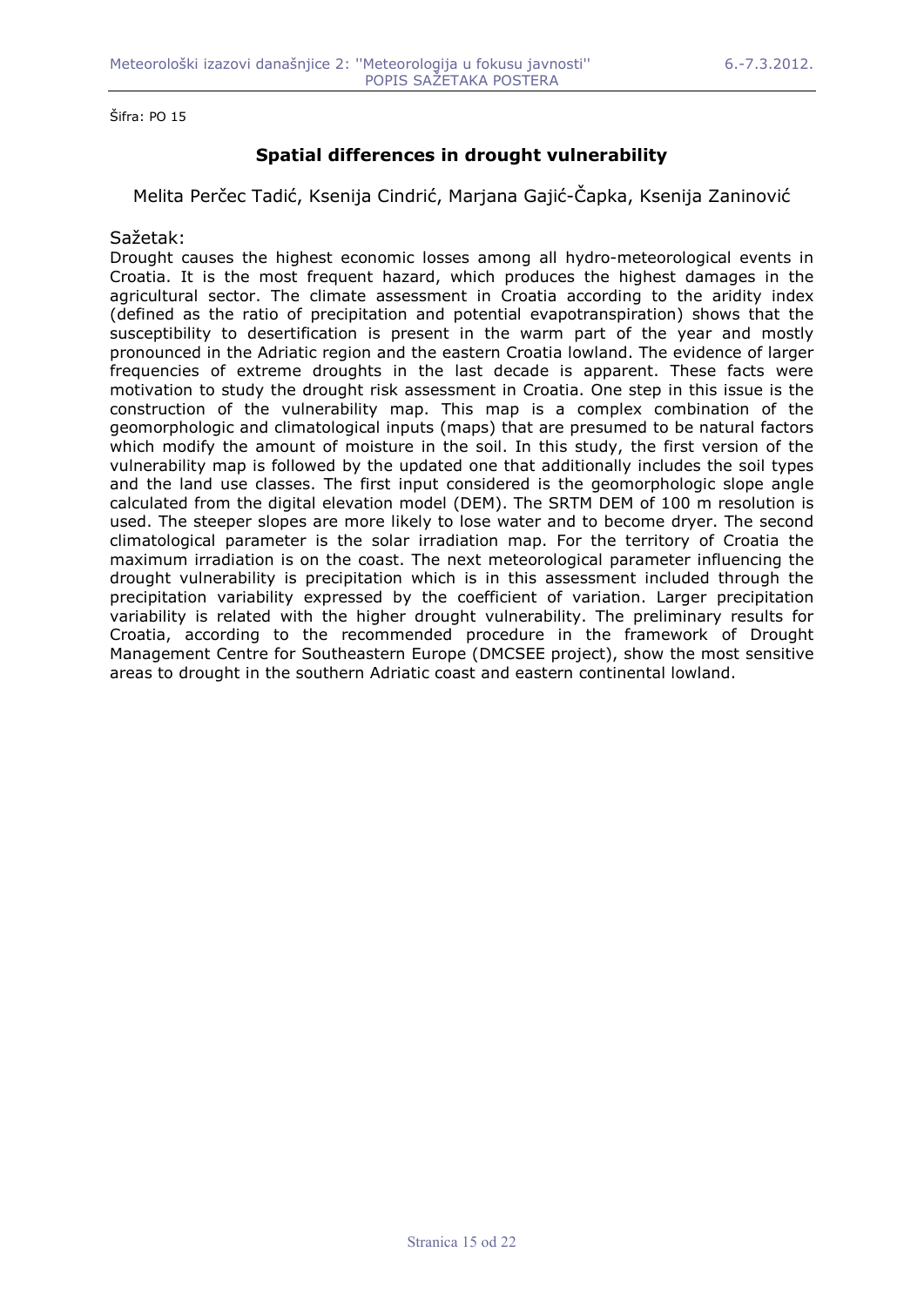Šifra: PO 15

## Spatial differences in drought vulnerability

Melita Perčec Tadić, Ksenija Cindrić, Marjana Gajić-Čapka, Ksenija Zaninović

Sažetak:

Drought causes the highest economic losses among all hydro-meteorological events in Croatia. It is the most frequent hazard, which produces the highest damages in the agricultural sector. The climate assessment in Croatia according to the aridity index (defined as the ratio of precipitation and potential evapotranspiration) shows that the susceptibility to desertification is present in the warm part of the year and mostly pronounced in the Adriatic region and the eastern Croatia lowland. The evidence of larger frequencies of extreme droughts in the last decade is apparent. These facts were motivation to study the drought risk assessment in Croatia. One step in this issue is the construction of the vulnerability map. This map is a complex combination of the geomorphologic and climatological inputs (maps) that are presumed to be natural factors which modify the amount of moisture in the soil. In this study, the first version of the vulnerability map is followed by the updated one that additionally includes the soil types and the land use classes. The first input considered is the geomorphologic slope angle calculated from the digital elevation model (DEM). The SRTM DEM of 100 m resolution is used. The steeper slopes are more likely to lose water and to become dryer. The second climatological parameter is the solar irradiation map. For the territory of Croatia the maximum irradiation is on the coast. The next meteorological parameter influencing the drought vulnerability is precipitation which is in this assessment included through the precipitation variability expressed by the coefficient of variation. Larger precipitation variability is related with the higher drought vulnerability. The preliminary results for Croatia, according to the recommended procedure in the framework of Drought Management Centre for Southeastern Europe (DMCSEE project), show the most sensitive areas to drought in the southern Adriatic coast and eastern continental lowland.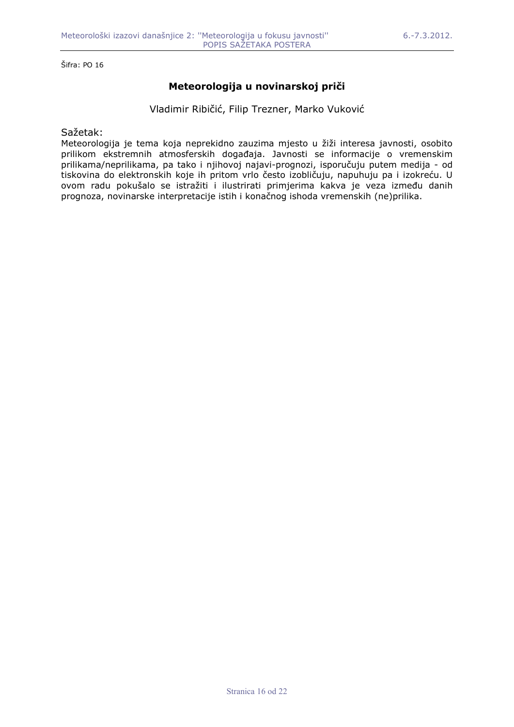Šifra: PO 16

## Meteorologija u novinarskoj priči

Vladimir Ribičić, Filip Trezner, Marko Vuković

Sažetak:

Meteorologija je tema koja neprekidno zauzima mjesto u žiži interesa javnosti, osobito prilikom ekstremnih atmosferskih događaja. Javnosti se informacije o vremenskim prilikama/neprilikama, pa tako i njihovoj najavi-prognozi, isporučuju putem medija - od tiskovina do elektronskih koje ih pritom vrlo često izobličuju, napuhuju pa i izokreću. U ovom radu pokušalo se istražiti i ilustrirati primjerima kakva je veza između danih prognoza, novinarske interpretacije istih i konačnog ishoda vremenskih (ne)prilika.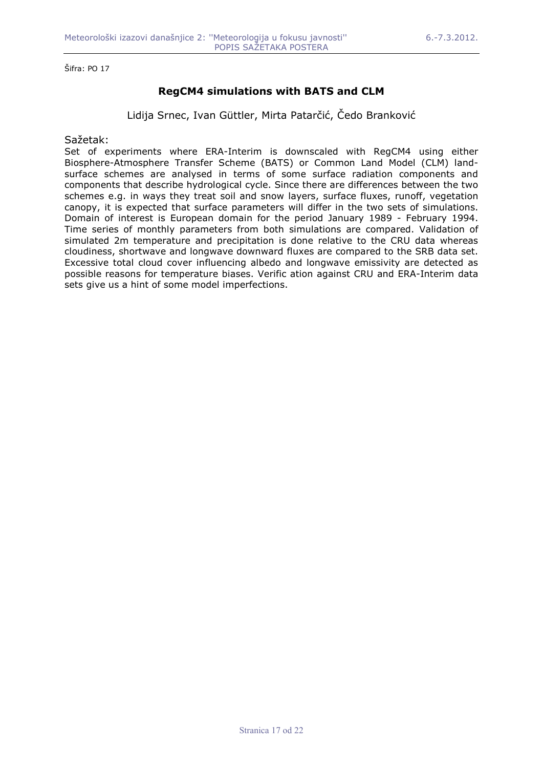Šifra: PO 17

## RegCM4 simulations with BATS and CLM

Lidija Srnec, Ivan Güttler, Mirta Patarčić, Čedo Branković

Sažetak:

Set of experiments where ERA-Interim is downscaled with RegCM4 using either Biosphere-Atmosphere Transfer Scheme (BATS) or Common Land Model (CLM) land-surface schemes are analysed in terms of some surface radiation components and components that describe hydrological cycle. Since there are differences between the two schemes e.g. in ways they treat soil and snow layers, surface fluxes, runoff, vegetation canopy, it is expected that surface parameters will differ in the two sets of simulations. Domain of interest is European domain for the period January 1989 - February 1994. Time series of monthly parameters from both simulations are compared. Validation of simulated 2m temperature and precipitation is done relative to the CRU data whereas cloudiness, shortwave and longwave downward fluxes are compared to the SRB data set. Excessive total cloud cover influencing albedo and longwave emissivity are detected as possible reasons for temperature biases. Verific ation against CRU and ERA-Interim data sets give us a hint of some model imperfections.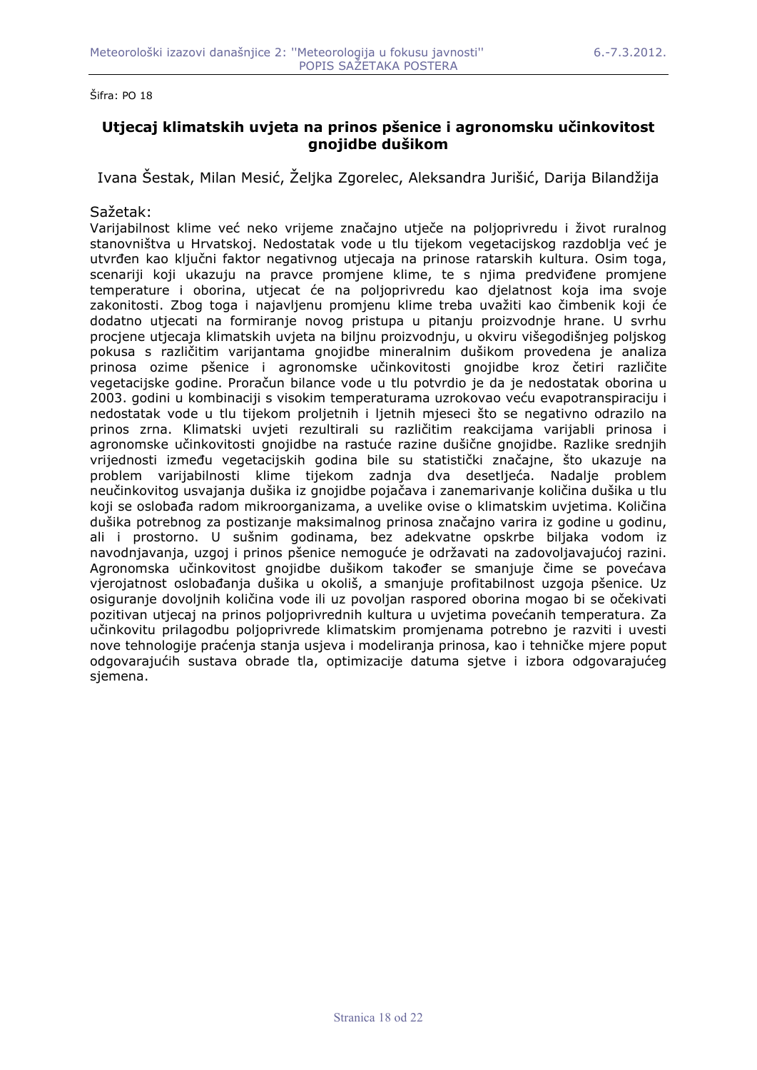Šifra: PO 18

## Utjecaj klimatskih uvjeta na prinos pšenice i agronomsku učinkovitost gnojidbe dušikom

Ivana Šestak, Milan Mesić, Željka Zgorelec, Aleksandra Jurišić, Darija Bilandžija

Sažetak:

Varijabilnost klime već neko vrijeme značajno utječe na poljoprivredu i život ruralnog stanovništva u Hrvatskoj. Nedostatak vode u tlu tijekom vegetacijskog razdoblja već je utvrđen kao ključni faktor negativnog utjecaja na prinose ratarskih kultura. Osim toga, scenariji koji ukazuju na pravce promjene klime, te s njima predviđene promjene temperature i oborina, utjecat će na poljoprivredu kao djelatnost koja ima svoje zakonitosti. Zbog toga i najavljenu promjenu klime treba uvažiti kao čimbenik koji će dodatno utjecati na formiranje novog pristupa u pitanju proizvodnje hrane. U svrhu procjene utjecaja klimatskih uvjeta na biljnu proizvodnju, u okviru višegodišnjeg poljskog pokusa s različitim varijantama gnojidbe mineralnim dušikom provedena je analiza prinosa ozime pšenice i agronomske učinkovitosti gnojidbe kroz četiri različite vegetacijske godine. Proračun bilance vode u tlu potvrdio je da je nedostatak oborina u 2003. godini u kombinaciji s visokim temperaturama uzrokovao veću evapotranspiraciju i nedostatak vode u tlu tijekom proljetnih i ljetnih mjeseci što se negativno odrazilo na prinos zrna. Klimatski uvjeti rezultirali su različitim reakcijama varijabli prinosa i agronomske učinkovitosti gnojidbe na rastuće razine dušične gnojidbe. Razlike srednjih vrijednosti između vegetacijskih godina bile su statistički značajne, što ukazuje na problem varijabilnosti klime tijekom zadnja dva desetljeća. Nadalje problem neučinkovitog usvajanja dušika iz gnojidbe pojačava i zanemarivanje količina dušika u tlu koji se oslobađa radom mikroorganizama, a uvelike ovise o klimatskim uvjetima. Količina dušika potrebnog za postizanje maksimalnog prinosa značajno varira iz godine u godinu, ali i prostorno. U sušnim godinama, bez adekvatne opskrbe biljaka vodom iz navodnjavanja, uzgoj i prinos pšenice nemoguće je održavati na zadovoljavajućoj razini. Agronomska učinkovitost gnojidbe dušikom također se smanjuje čime se povećava vjerojatnost oslobađanja dušika u okoliš, a smanjuje profitabilnost uzgoja pšenice. Uz osiguranje dovoljnih količina vode ili uz povoljan raspored oborina mogao bi se očekivati pozitivan utjecaj na prinos poljoprivrednih kultura u uvjetima povećanih temperatura. Za učinkovitu prilagodbu poljoprivrede klimatskim promjenama potrebno je razviti i uvesti nove tehnologije praćenja stanja usjeva i modeliranja prinosa, kao i tehničke mjere poput odgovarajućih sustava obrade tla, optimizacije datuma sjetve i izbora odgovarajućeg sjemena.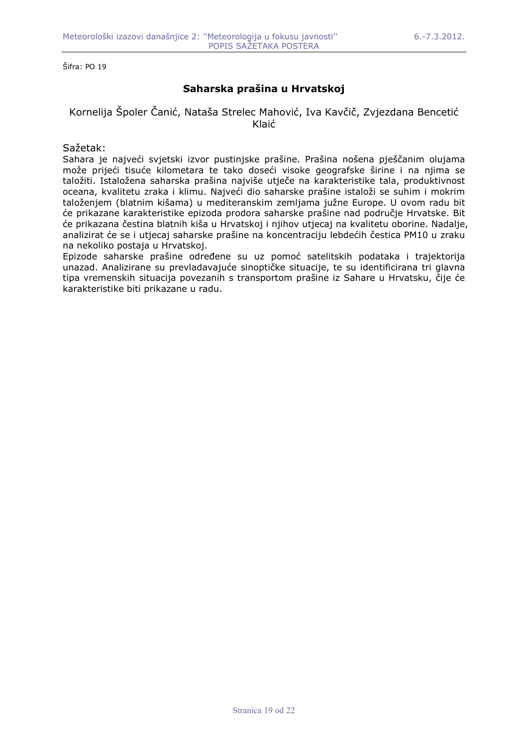Šifra: PO 19

## Saharska prašina u Hrvatskoj

Kornelija Špoler Čanić, Nataša Strelec Mahović, Iva Kavčič, Zvjezdana Bencetić Klaić

Sažetak:

Sahara je najveći svjetski izvor pustinjske prašine. Prašina nošena pješčanim olujama može prijeći tisuće kilometara te tako doseći visoke geografske širine i na njima se taložiti. Istaložena saharska prašina najviše utječe na karakteristike tala, produktivnost oceana, kvalitetu zraka i klimu. Najveći dio saharske prašine istaloži se suhim i mokrim taloženjem (blatnim kišama) u mediteranskim zemljama južne Europe. U ovom radu bit će prikazane karakteristike epizoda prodora saharske prašine nad područje Hrvatske. Bit će prikazana čestina blatnih kiša u Hrvatskoj i njihov utjecaj na kvalitetu oborine. Nadalje, analizirat će se i utjecaj saharske prašine na koncentraciju lebdećih čestica PM10 u zraku na nekoliko postaja u Hrvatskoj.

Epizode saharske prašine određene su uz pomoć satelitskih podataka i trajektorija unazad. Analizirane su prevladavajuće sinoptičke situacije, te su identificirana tri glavna tipa vremenskih situacija povezanih s transportom prašine iz Sahare u Hrvatsku, čije će karakteristike biti prikazane u radu.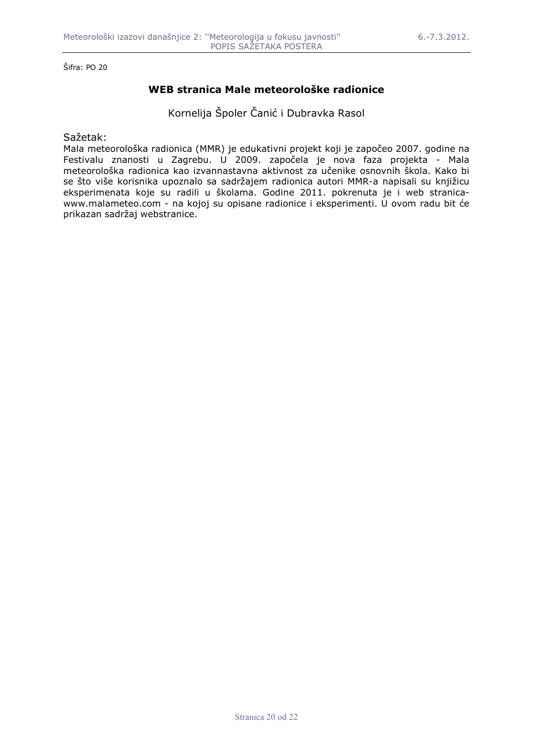Šifra: PO 20

## WEB stranica Male meteorološke radionice

Kornelija Špoler Čanić i Dubravka Rasol

Sažetak:

Mala meteorološka radionica (MMR) je edukativni projekt koji je započeo 2007. godine na Festivalu znanosti u Zagrebu. U 2009. započela je nova faza projekta - Mala meteorološka radionica kao izvannastavna aktivnost za učenike osnovnih škola. Kako bi se što više korisnika upoznalo sa sadržajem radionica autori MMR-a napisali su knjižicu eksperimenata koje su radili u školama. Godine 2011. pokrenuta je i web stranica- www.malameteo.com - na kojoj su opisane radionice i eksperimenti. U ovom radu bit će prikazan sadržaj webstranice.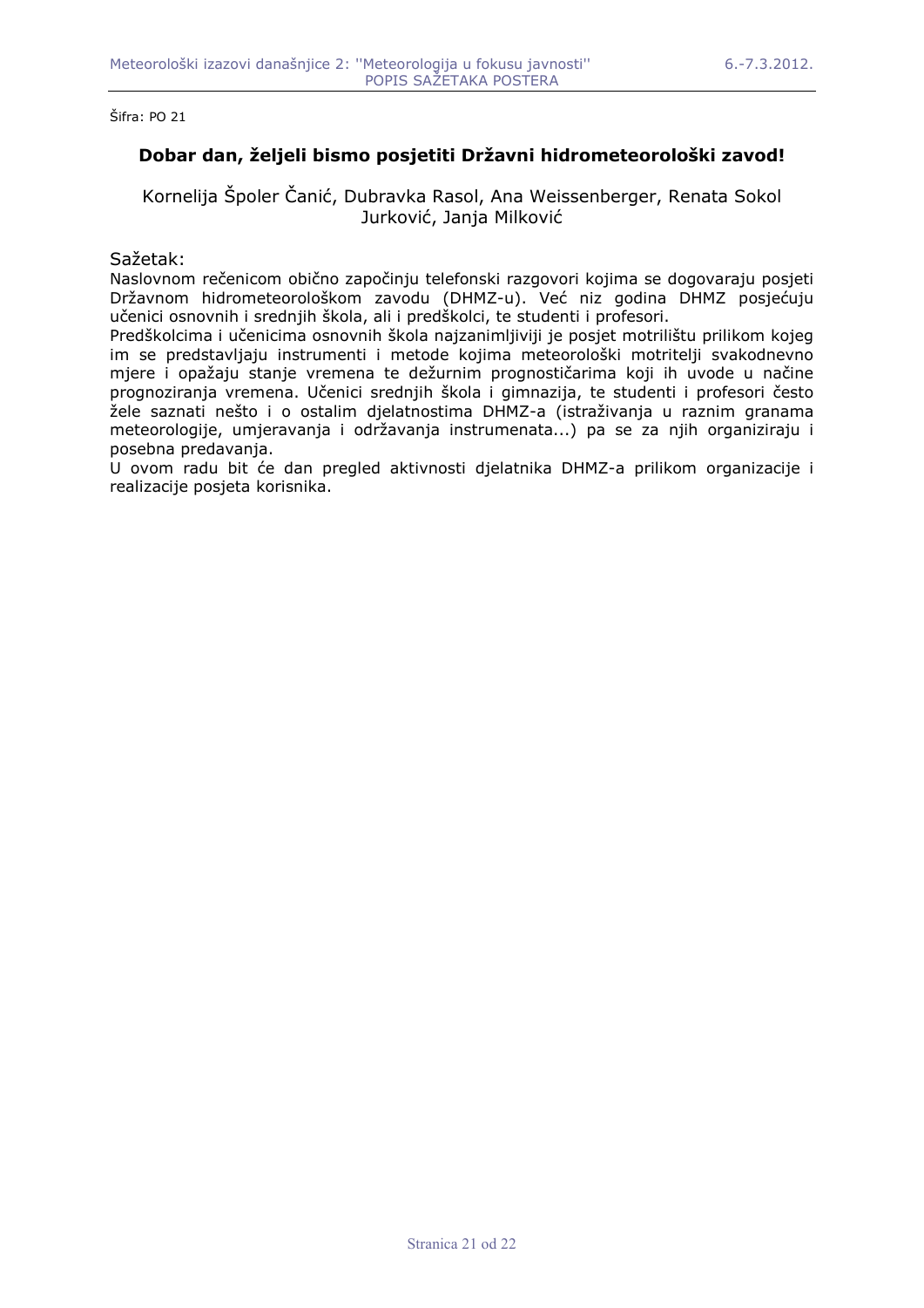Šifra: PO 21

## Dobar dan, željeli bismo posjetiti Državni hidrometeorološki zavod!

Kornelija Špoler Čanić, Dubravka Rasol, Ana Weissenberger, Renata Sokol Jurković, Janja Milković

Sažetak:

Naslovnom rečenicom obično započinju telefonski razgovori kojima se dogovaraju posjeti Državnom hidrometeorološkom zavodu (DHMZ-u). Već niz godina DHMZ posjećuju učenici osnovnih i srednjih škola, ali i predškolci, te studenti i profesori.

Predškolcima i učenicima osnovnih škola najzanimljiviji je posjet motrilištu prilikom kojeg im se predstavljaju instrumenti i metode kojima meteorološki motritelji svakodnevno mjere i opažaju stanje vremena te dežurnim prognostičarima koji ih uvode u načine prognoziranja vremena. Učenici srednjih škola i gimnazija, te studenti i profesori često žele saznati nešto i o ostalim djelatnostima DHMZ-a (istraživanja u raznim granama meteorologije, umjeravanja i održavanja instrumenata...) pa se za njih organiziraju i posebna predavanja.

U ovom radu bit će dan pregled aktivnosti djelatnika DHMZ-a prilikom organizacije i realizacije posjeta korisnika.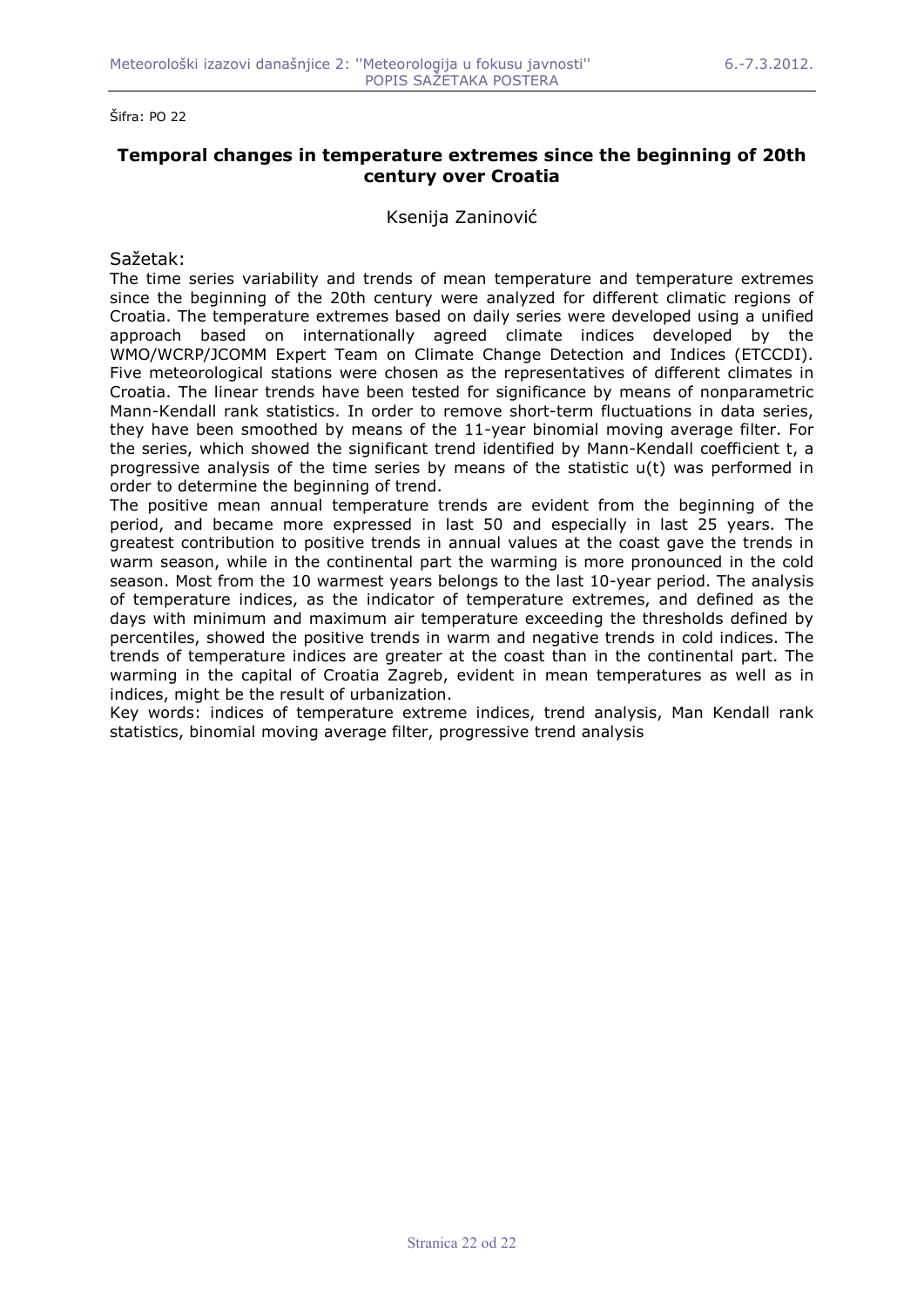Šifra: PO 22

## Temporal changes in temperature extremes since the beginning of 20th century over Croatia

Ksenija Zaninović

Sažetak:

The time series variability and trends of mean temperature and temperature extremes since the beginning of the 20th century were analyzed for different climatic regions of Croatia. The temperature extremes based on daily series were developed using a unified approach based on internationally agreed climate indices developed by the WMO/WCRP/JCOMM Expert Team on Climate Change Detection and Indices (ETCCDI). Five meteorological stations were chosen as the representatives of different climates in Croatia. The linear trends have been tested for significance by means of nonparametric Mann-Kendall rank statistics. In order to remove short-term fluctuations in data series, they have been smoothed by means of the 11-year binomial moving average filter. For the series, which showed the significant trend identified by Mann-Kendall coefficient t, a progressive analysis of the time series by means of the statistic u(t) was performed in order to determine the beginning of trend.

The positive mean annual temperature trends are evident from the beginning of the period, and became more expressed in last 50 and especially in last 25 years. The greatest contribution to positive trends in annual values at the coast gave the trends in warm season, while in the continental part the warming is more pronounced in the cold season. Most from the 10 warmest years belongs to the last 10-year period. The analysis of temperature indices, as the indicator of temperature extremes, and defined as the days with minimum and maximum air temperature exceeding the thresholds defined by percentiles, showed the positive trends in warm and negative trends in cold indices. The trends of temperature indices are greater at the coast than in the continental part. The warming in the capital of Croatia Zagreb, evident in mean temperatures as well as in indices, might be the result of urbanization.

Key words: indices of temperature extreme indices, trend analysis, Man Kendall rank statistics, binomial moving average filter, progressive trend analysis